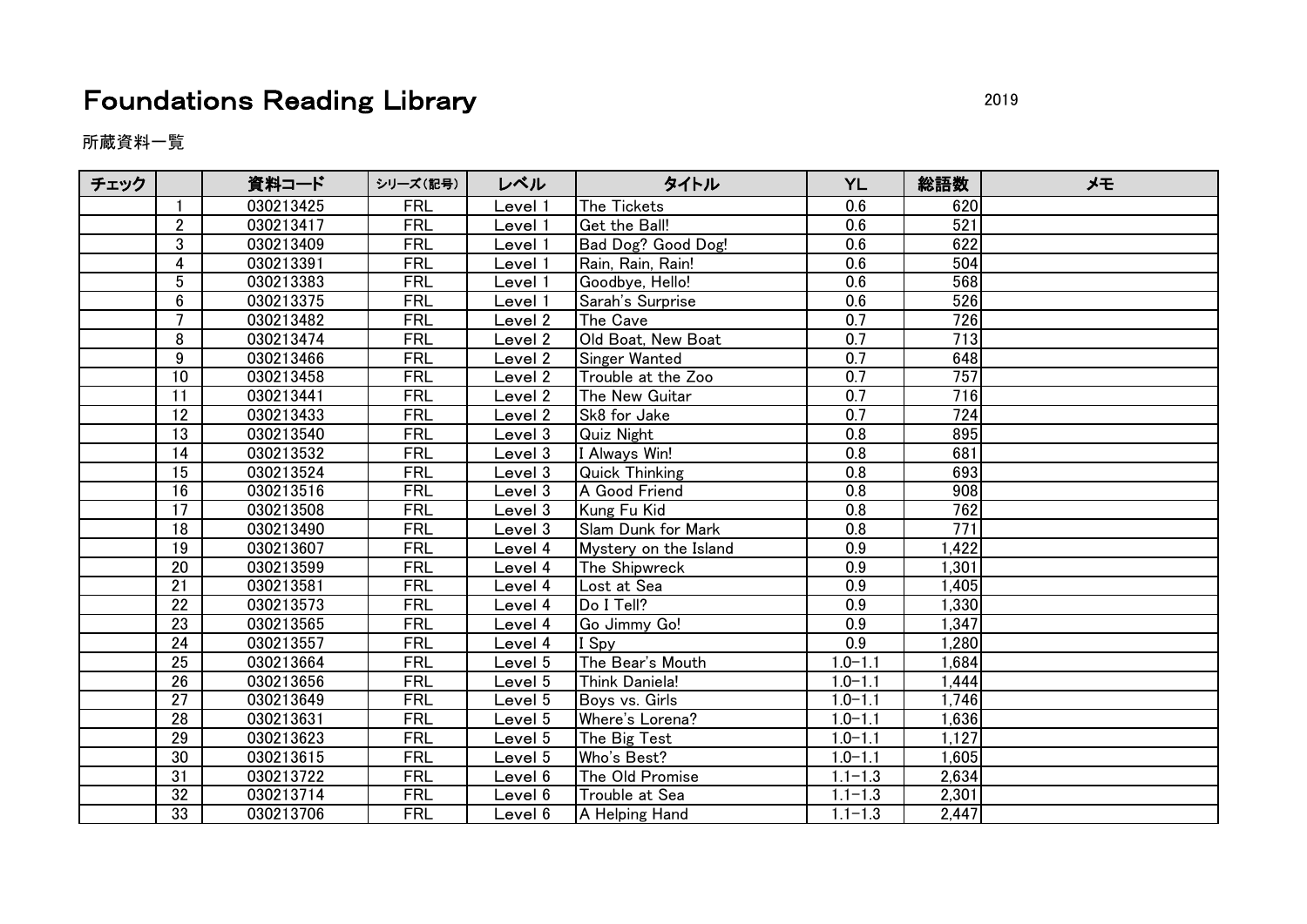# Foundations Reading Library

2019

所蔵資料一覧

| チェック | | 資料コード | シリーズ(記号) | レベル | タイトル | YL | 総語数 | メモ |
|---|---|---|---|---|---|---|---|---|
| | 1 | 030213425 | FRL | Level 1 | The Tickets | 0.6 | 620 | |
| | 2 | 030213417 | FRL | Level 1 | Get the Ball! | 0.6 | 521 | |
| | 3 | 030213409 | FRL | Level 1 | Bad Dog? Good Dog! | 0.6 | 622 | |
| | 4 | 030213391 | FRL | Level 1 | Rain, Rain, Rain! | 0.6 | 504 | |
| | 5 | 030213383 | FRL | Level 1 | Goodbye, Hello! | 0.6 | 568 | |
| | 6 | 030213375 | FRL | Level 1 | Sarah's Surprise | 0.6 | 526 | |
| | 7 | 030213482 | FRL | Level 2 | The Cave | 0.7 | 726 | |
| | 8 | 030213474 | FRL | Level 2 | Old Boat, New Boat | 0.7 | 713 | |
| | 9 | 030213466 | FRL | Level 2 | Singer Wanted | 0.7 | 648 | |
| | 10 | 030213458 | FRL | Level 2 | Trouble at the Zoo | 0.7 | 757 | |
| | 11 | 030213441 | FRL | Level 2 | The New Guitar | 0.7 | 716 | |
| | 12 | 030213433 | FRL | Level 2 | Sk8 for Jake | 0.7 | 724 | |
| | 13 | 030213540 | FRL | Level 3 | Quiz Night | 0.8 | 895 | |
| | 14 | 030213532 | FRL | Level 3 | I Always Win! | 0.8 | 681 | |
| | 15 | 030213524 | FRL | Level 3 | Quick Thinking | 0.8 | 693 | |
| | 16 | 030213516 | FRL | Level 3 | A Good Friend | 0.8 | 908 | |
| | 17 | 030213508 | FRL | Level 3 | Kung Fu Kid | 0.8 | 762 | |
| | 18 | 030213490 | FRL | Level 3 | Slam Dunk for Mark | 0.8 | 771 | |
| | 19 | 030213607 | FRL | Level 4 | Mystery on the Island | 0.9 | 1,422 | |
| | 20 | 030213599 | FRL | Level 4 | The Shipwreck | 0.9 | 1,301 | |
| | 21 | 030213581 | FRL | Level 4 | Lost at Sea | 0.9 | 1,405 | |
| | 22 | 030213573 | FRL | Level 4 | Do I Tell? | 0.9 | 1,330 | |
| | 23 | 030213565 | FRL | Level 4 | Go Jimmy Go! | 0.9 | 1,347 | |
| | 24 | 030213557 | FRL | Level 4 | I Spy | 0.9 | 1,280 | |
| | 25 | 030213664 | FRL | Level 5 | The Bear's Mouth | 1.0-1.1 | 1,684 | |
| | 26 | 030213656 | FRL | Level 5 | Think Daniela! | 1.0-1.1 | 1,444 | |
| | 27 | 030213649 | FRL | Level 5 | Boys vs. Girls | 1.0-1.1 | 1,746 | |
| | 28 | 030213631 | FRL | Level 5 | Where's Lorena? | 1.0-1.1 | 1,636 | |
| | 29 | 030213623 | FRL | Level 5 | The Big Test | 1.0-1.1 | 1,127 | |
| | 30 | 030213615 | FRL | Level 5 | Who's Best? | 1.0-1.1 | 1,605 | |
| | 31 | 030213722 | FRL | Level 6 | The Old Promise | 1.1-1.3 | 2,634 | |
| | 32 | 030213714 | FRL | Level 6 | Trouble at Sea | 1.1-1.3 | 2,301 | |
| | 33 | 030213706 | FRL | Level 6 | A Helping Hand | 1.1-1.3 | 2,447 | |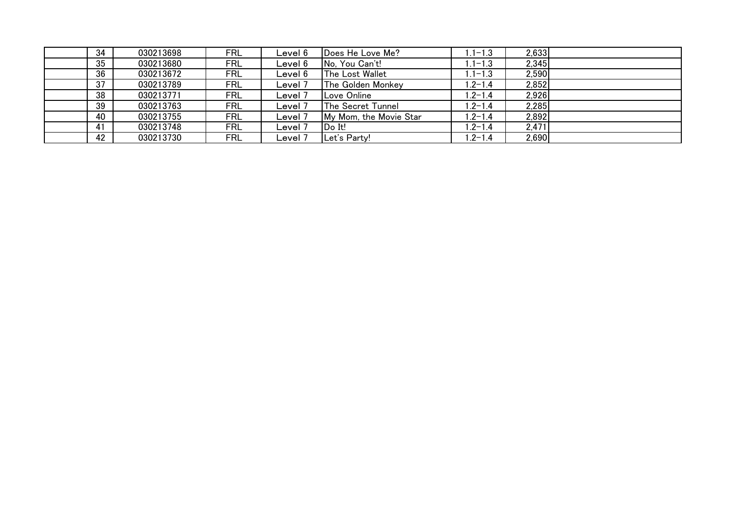| | | | | | | | | |
|---|---|---|---|---|---|---|---|---|
| | 34 | 030213698 | FRL | Level 6 | Does He Love Me? | 1.1−1.3 | 2,633 | |
| | 35 | 030213680 | FRL | Level 6 | No, You Can't! | 1.1−1.3 | 2,345 | |
| | 36 | 030213672 | FRL | Level 6 | The Lost Wallet | 1.1−1.3 | 2,590 | |
| | 37 | 030213789 | FRL | Level 7 | The Golden Monkey | 1.2−1.4 | 2,852 | |
| | 38 | 030213771 | FRL | Level 7 | Love Online | 1.2−1.4 | 2,926 | |
| | 39 | 030213763 | FRL | Level 7 | The Secret Tunnel | 1.2−1.4 | 2,285 | |
| | 40 | 030213755 | FRL | Level 7 | My Mom, the Movie Star | 1.2−1.4 | 2,892 | |
| | 41 | 030213748 | FRL | Level 7 | Do It! | 1.2−1.4 | 2,471 | |
| | 42 | 030213730 | FRL | Level 7 | Let's Party! | 1.2−1.4 | 2,690 | |